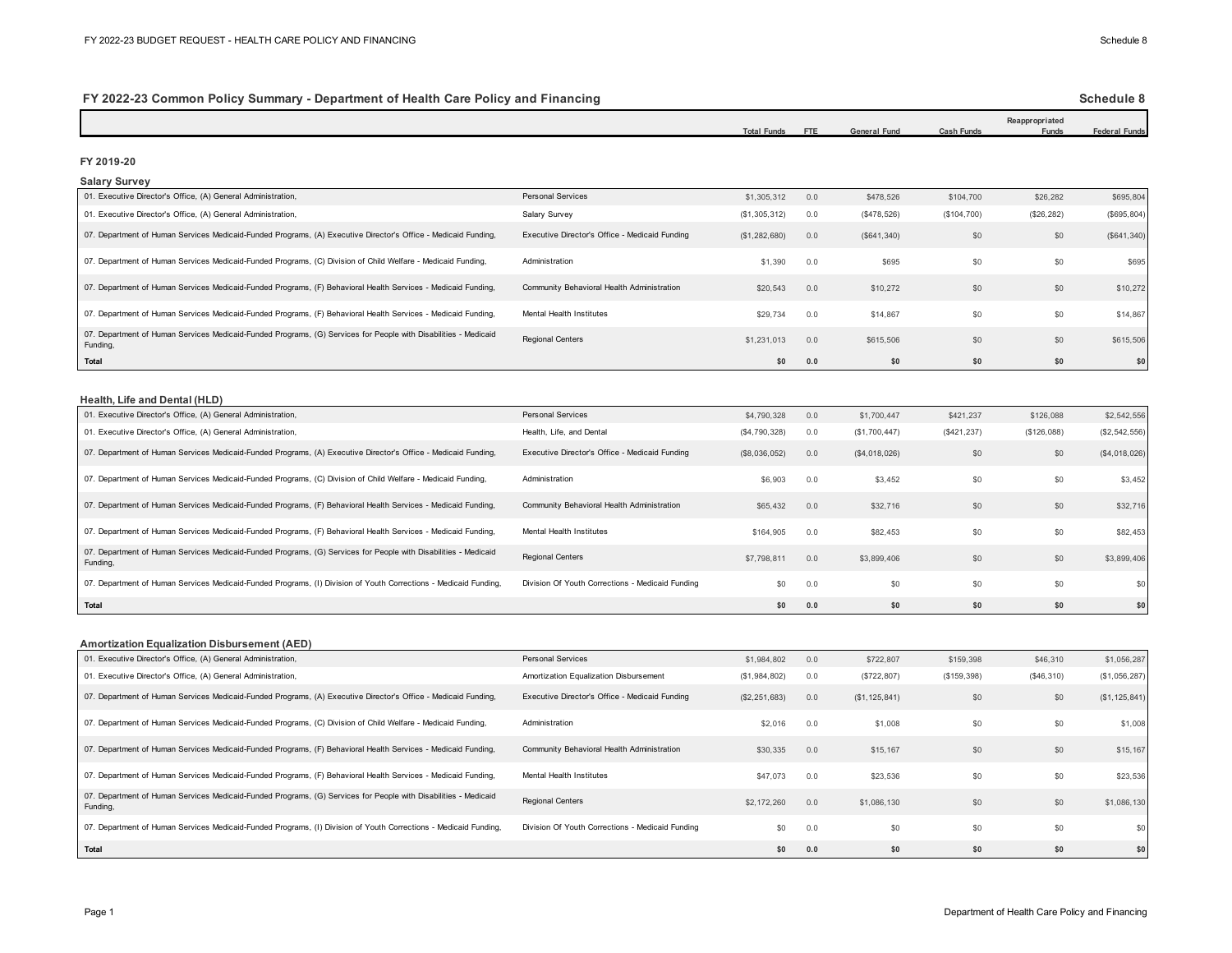## FY 2022-23 Common Policy Summary - Department of Health Care Policy and Financing

**Schedule 8**

### FY 2019-20

#### Salary Survey

| | | Total Funds | FTE | General Fund | Cash Funds | Reappropriated Funds | Federal Funds |
|---|---|---|---|---|---|---|---|
| 01. Executive Director's Office, (A) General Administration, | Personal Services | $1,305,312 | 0.0 | $478,526 | $104,700 | $26,282 | $695,804 |
| 01. Executive Director's Office, (A) General Administration, | Salary Survey | ($1,305,312) | 0.0 | ($478,526) | ($104,700) | ($26,282) | ($695,804) |
| 07. Department of Human Services Medicaid-Funded Programs, (A) Executive Director's Office - Medicaid Funding, | Executive Director's Office - Medicaid Funding | ($1,282,680) | 0.0 | ($641,340) | $0 | $0 | ($641,340) |
| 07. Department of Human Services Medicaid-Funded Programs, (C) Division of Child Welfare - Medicaid Funding, | Administration | $1,390 | 0.0 | $695 | $0 | $0 | $695 |
| 07. Department of Human Services Medicaid-Funded Programs, (F) Behavioral Health Services - Medicaid Funding, | Community Behavioral Health Administration | $20,543 | 0.0 | $10,272 | $0 | $0 | $10,272 |
| 07. Department of Human Services Medicaid-Funded Programs, (F) Behavioral Health Services - Medicaid Funding, | Mental Health Institutes | $29,734 | 0.0 | $14,867 | $0 | $0 | $14,867 |
| 07. Department of Human Services Medicaid-Funded Programs, (G) Services for People with Disabilities - Medicaid Funding, | Regional Centers | $1,231,013 | 0.0 | $615,506 | $0 | $0 | $615,506 |
| **Total** | | **$0** | **0.0** | **$0** | **$0** | **$0** | **$0** |

#### Health, Life and Dental (HLD)

| | | Total Funds | FTE | General Fund | Cash Funds | Reappropriated Funds | Federal Funds |
|---|---|---|---|---|---|---|---|
| 01. Executive Director's Office, (A) General Administration, | Personal Services | $4,790,328 | 0.0 | $1,700,447 | $421,237 | $126,088 | $2,542,556 |
| 01. Executive Director's Office, (A) General Administration, | Health, Life, and Dental | ($4,790,328) | 0.0 | ($1,700,447) | ($421,237) | ($126,088) | ($2,542,556) |
| 07. Department of Human Services Medicaid-Funded Programs, (A) Executive Director's Office - Medicaid Funding, | Executive Director's Office - Medicaid Funding | ($8,036,052) | 0.0 | ($4,018,026) | $0 | $0 | ($4,018,026) |
| 07. Department of Human Services Medicaid-Funded Programs, (C) Division of Child Welfare - Medicaid Funding, | Administration | $6,903 | 0.0 | $3,452 | $0 | $0 | $3,452 |
| 07. Department of Human Services Medicaid-Funded Programs, (F) Behavioral Health Services - Medicaid Funding, | Community Behavioral Health Administration | $65,432 | 0.0 | $32,716 | $0 | $0 | $32,716 |
| 07. Department of Human Services Medicaid-Funded Programs, (F) Behavioral Health Services - Medicaid Funding, | Mental Health Institutes | $164,905 | 0.0 | $82,453 | $0 | $0 | $82,453 |
| 07. Department of Human Services Medicaid-Funded Programs, (G) Services for People with Disabilities - Medicaid Funding, | Regional Centers | $7,798,811 | 0.0 | $3,899,406 | $0 | $0 | $3,899,406 |
| 07. Department of Human Services Medicaid-Funded Programs, (I) Division of Youth Corrections - Medicaid Funding, | Division Of Youth Corrections - Medicaid Funding | $0 | 0.0 | $0 | $0 | $0 | $0 |
| **Total** | | **$0** | **0.0** | **$0** | **$0** | **$0** | **$0** |

#### Amortization Equalization Disbursement (AED)

| | | Total Funds | FTE | General Fund | Cash Funds | Reappropriated Funds | Federal Funds |
|---|---|---|---|---|---|---|---|
| 01. Executive Director's Office, (A) General Administration, | Personal Services | $1,984,802 | 0.0 | $722,807 | $159,398 | $46,310 | $1,056,287 |
| 01. Executive Director's Office, (A) General Administration, | Amortization Equalization Disbursement | ($1,984,802) | 0.0 | ($722,807) | ($159,398) | ($46,310) | ($1,056,287) |
| 07. Department of Human Services Medicaid-Funded Programs, (A) Executive Director's Office - Medicaid Funding, | Executive Director's Office - Medicaid Funding | ($2,251,683) | 0.0 | ($1,125,841) | $0 | $0 | ($1,125,841) |
| 07. Department of Human Services Medicaid-Funded Programs, (C) Division of Child Welfare - Medicaid Funding, | Administration | $2,016 | 0.0 | $1,008 | $0 | $0 | $1,008 |
| 07. Department of Human Services Medicaid-Funded Programs, (F) Behavioral Health Services - Medicaid Funding, | Community Behavioral Health Administration | $30,335 | 0.0 | $15,167 | $0 | $0 | $15,167 |
| 07. Department of Human Services Medicaid-Funded Programs, (F) Behavioral Health Services - Medicaid Funding, | Mental Health Institutes | $47,073 | 0.0 | $23,536 | $0 | $0 | $23,536 |
| 07. Department of Human Services Medicaid-Funded Programs, (G) Services for People with Disabilities - Medicaid Funding, | Regional Centers | $2,172,260 | 0.0 | $1,086,130 | $0 | $0 | $1,086,130 |
| 07. Department of Human Services Medicaid-Funded Programs, (I) Division of Youth Corrections - Medicaid Funding, | Division Of Youth Corrections - Medicaid Funding | $0 | 0.0 | $0 | $0 | $0 | $0 |
| **Total** | | **$0** | **0.0** | **$0** | **$0** | **$0** | **$0** |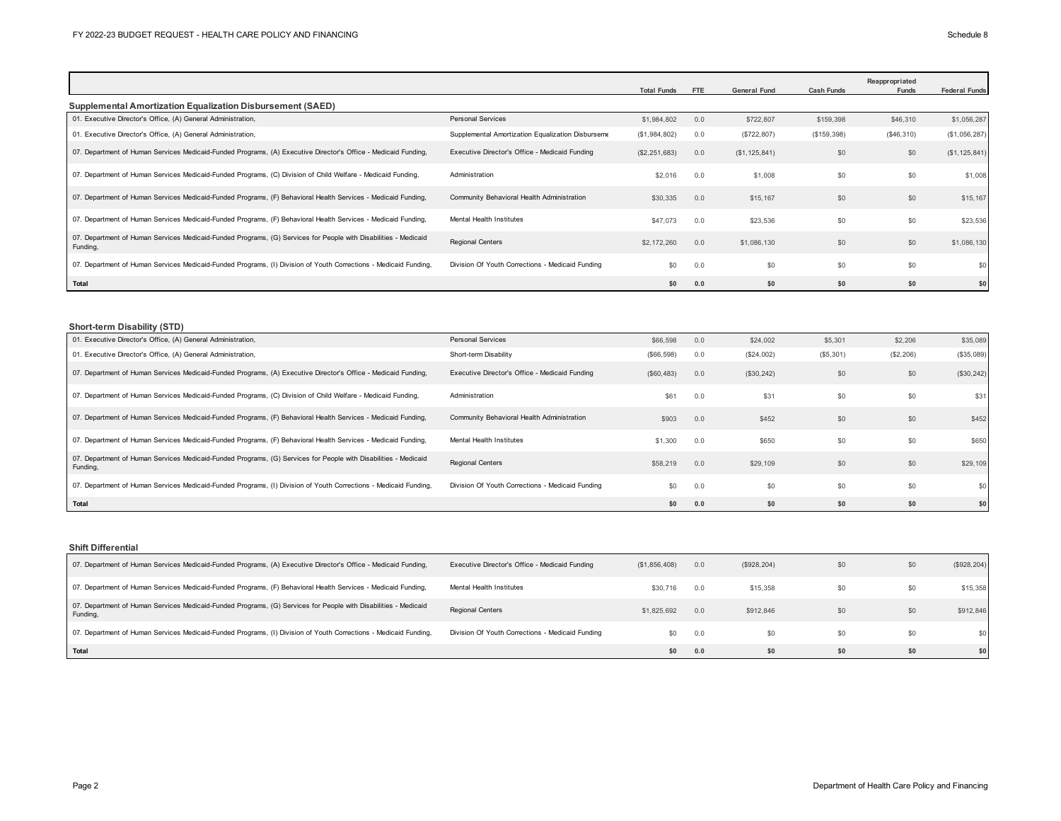| | | Total Funds | FTE | General Fund | Cash Funds | Reappropriated Funds | Federal Funds |
|---|---|---|---|---|---|---|---|
| **Supplemental Amortization Equalization Disbursement (SAED)** | | | | | | | |
| 01. Executive Director's Office, (A) General Administration, | Personal Services | $1,984,802 | 0.0 | $722,807 | $159,398 | $46,310 | $1,056,287 |
| 01. Executive Director's Office, (A) General Administration, | Supplemental Amortization Equalization Disburseme | ($1,984,802) | 0.0 | ($722,807) | ($159,398) | ($46,310) | ($1,056,287) |
| 07. Department of Human Services Medicaid-Funded Programs, (A) Executive Director's Office - Medicaid Funding, | Executive Director's Office - Medicaid Funding | ($2,251,683) | 0.0 | ($1,125,841) | $0 | $0 | ($1,125,841) |
| 07. Department of Human Services Medicaid-Funded Programs, (C) Division of Child Welfare - Medicaid Funding, | Administration | $2,016 | 0.0 | $1,008 | $0 | $0 | $1,008 |
| 07. Department of Human Services Medicaid-Funded Programs, (F) Behavioral Health Services - Medicaid Funding, | Community Behavioral Health Administration | $30,335 | 0.0 | $15,167 | $0 | $0 | $15,167 |
| 07. Department of Human Services Medicaid-Funded Programs, (F) Behavioral Health Services - Medicaid Funding, | Mental Health Institutes | $47,073 | 0.0 | $23,536 | $0 | $0 | $23,536 |
| 07. Department of Human Services Medicaid-Funded Programs, (G) Services for People with Disabilities - Medicaid Funding, | Regional Centers | $2,172,260 | 0.0 | $1,086,130 | $0 | $0 | $1,086,130 |
| 07. Department of Human Services Medicaid-Funded Programs, (I) Division of Youth Corrections - Medicaid Funding, | Division Of Youth Corrections - Medicaid Funding | $0 | 0.0 | $0 | $0 | $0 | $0 |
| **Total** | | **$0** | **0.0** | **$0** | **$0** | **$0** | **$0** |

| | | Total Funds | FTE | General Fund | Cash Funds | Reappropriated Funds | Federal Funds |
|---|---|---|---|---|---|---|---|
| **Short-term Disability (STD)** | | | | | | | |
| 01. Executive Director's Office, (A) General Administration, | Personal Services | $66,598 | 0.0 | $24,002 | $5,301 | $2,206 | $35,089 |
| 01. Executive Director's Office, (A) General Administration, | Short-term Disability | ($66,598) | 0.0 | ($24,002) | ($5,301) | ($2,206) | ($35,089) |
| 07. Department of Human Services Medicaid-Funded Programs, (A) Executive Director's Office - Medicaid Funding, | Executive Director's Office - Medicaid Funding | ($60,483) | 0.0 | ($30,242) | $0 | $0 | ($30,242) |
| 07. Department of Human Services Medicaid-Funded Programs, (C) Division of Child Welfare - Medicaid Funding, | Administration | $61 | 0.0 | $31 | $0 | $0 | $31 |
| 07. Department of Human Services Medicaid-Funded Programs, (F) Behavioral Health Services - Medicaid Funding, | Community Behavioral Health Administration | $903 | 0.0 | $452 | $0 | $0 | $452 |
| 07. Department of Human Services Medicaid-Funded Programs, (F) Behavioral Health Services - Medicaid Funding, | Mental Health Institutes | $1,300 | 0.0 | $650 | $0 | $0 | $650 |
| 07. Department of Human Services Medicaid-Funded Programs, (G) Services for People with Disabilities - Medicaid Funding, | Regional Centers | $58,219 | 0.0 | $29,109 | $0 | $0 | $29,109 |
| 07. Department of Human Services Medicaid-Funded Programs, (I) Division of Youth Corrections - Medicaid Funding, | Division Of Youth Corrections - Medicaid Funding | $0 | 0.0 | $0 | $0 | $0 | $0 |
| **Total** | | **$0** | **0.0** | **$0** | **$0** | **$0** | **$0** |

| | | Total Funds | FTE | General Fund | Cash Funds | Reappropriated Funds | Federal Funds |
|---|---|---|---|---|---|---|---|
| **Shift Differential** | | | | | | | |
| 07. Department of Human Services Medicaid-Funded Programs, (A) Executive Director's Office - Medicaid Funding, | Executive Director's Office - Medicaid Funding | ($1,856,408) | 0.0 | ($928,204) | $0 | $0 | ($928,204) |
| 07. Department of Human Services Medicaid-Funded Programs, (F) Behavioral Health Services - Medicaid Funding, | Mental Health Institutes | $30,716 | 0.0 | $15,358 | $0 | $0 | $15,358 |
| 07. Department of Human Services Medicaid-Funded Programs, (G) Services for People with Disabilities - Medicaid Funding, | Regional Centers | $1,825,692 | 0.0 | $912,846 | $0 | $0 | $912,846 |
| 07. Department of Human Services Medicaid-Funded Programs, (I) Division of Youth Corrections - Medicaid Funding, | Division Of Youth Corrections - Medicaid Funding | $0 | 0.0 | $0 | $0 | $0 | $0 |
| **Total** | | **$0** | **0.0** | **$0** | **$0** | **$0** | **$0** |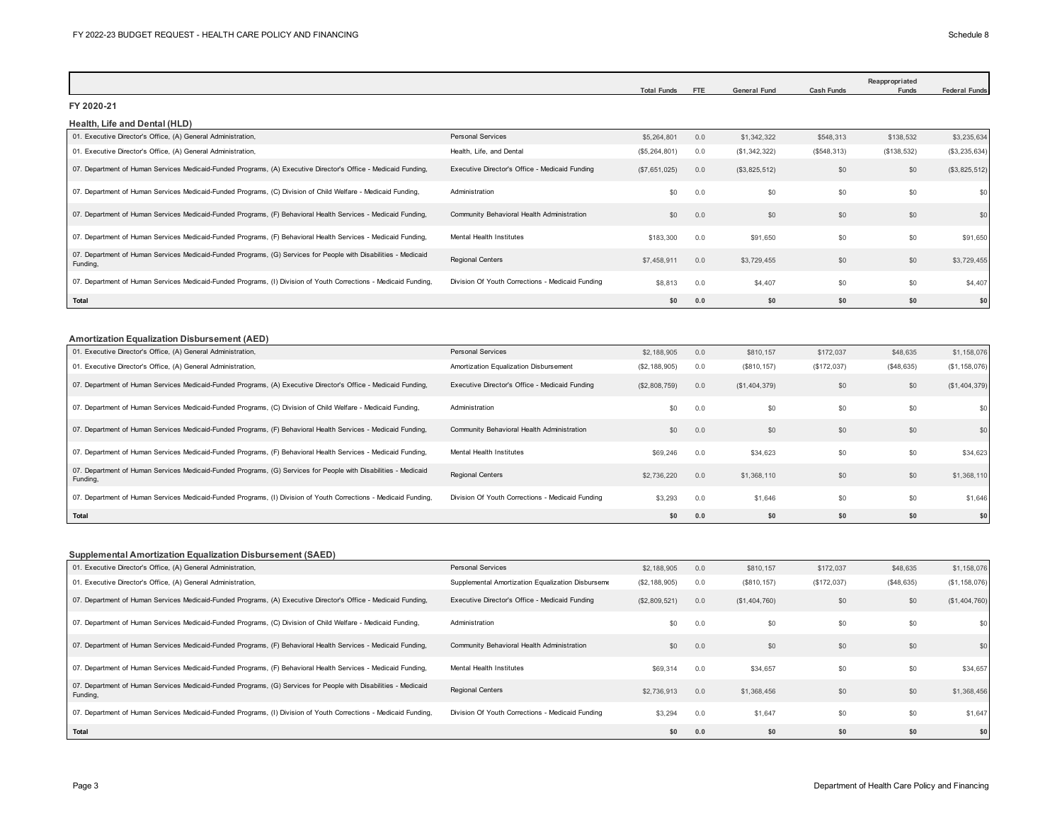## FY 2020-21

### Health, Life and Dental (HLD)

| | | Total Funds | FTE | General Fund | Cash Funds | Reappropriated Funds | Federal Funds |
|---|---|---|---|---|---|---|---|
| 01. Executive Director's Office, (A) General Administration, | Personal Services | $5,264,801 | 0.0 | $1,342,322 | $548,313 | $138,532 | $3,235,634 |
| 01. Executive Director's Office, (A) General Administration, | Health, Life, and Dental | ($5,264,801) | 0.0 | ($1,342,322) | ($548,313) | ($138,532) | ($3,235,634) |
| 07. Department of Human Services Medicaid-Funded Programs, (A) Executive Director's Office - Medicaid Funding, | Executive Director's Office - Medicaid Funding | ($7,651,025) | 0.0 | ($3,825,512) | $0 | $0 | ($3,825,512) |
| 07. Department of Human Services Medicaid-Funded Programs, (C) Division of Child Welfare - Medicaid Funding, | Administration | $0 | 0.0 | $0 | $0 | $0 | $0 |
| 07. Department of Human Services Medicaid-Funded Programs, (F) Behavioral Health Services - Medicaid Funding, | Community Behavioral Health Administration | $0 | 0.0 | $0 | $0 | $0 | $0 |
| 07. Department of Human Services Medicaid-Funded Programs, (F) Behavioral Health Services - Medicaid Funding, | Mental Health Institutes | $183,300 | 0.0 | $91,650 | $0 | $0 | $91,650 |
| 07. Department of Human Services Medicaid-Funded Programs, (G) Services for People with Disabilities - Medicaid Funding, | Regional Centers | $7,458,911 | 0.0 | $3,729,455 | $0 | $0 | $3,729,455 |
| 07. Department of Human Services Medicaid-Funded Programs, (I) Division of Youth Corrections - Medicaid Funding, | Division Of Youth Corrections - Medicaid Funding | $8,813 | 0.0 | $4,407 | $0 | $0 | $4,407 |
| **Total** | | **$0** | **0.0** | **$0** | **$0** | **$0** | **$0** |

### Amortization Equalization Disbursement (AED)

| | | Total Funds | FTE | General Fund | Cash Funds | Reappropriated Funds | Federal Funds |
|---|---|---|---|---|---|---|---|
| 01. Executive Director's Office, (A) General Administration, | Personal Services | $2,188,905 | 0.0 | $810,157 | $172,037 | $48,635 | $1,158,076 |
| 01. Executive Director's Office, (A) General Administration, | Amortization Equalization Disbursement | ($2,188,905) | 0.0 | ($810,157) | ($172,037) | ($48,635) | ($1,158,076) |
| 07. Department of Human Services Medicaid-Funded Programs, (A) Executive Director's Office - Medicaid Funding, | Executive Director's Office - Medicaid Funding | ($2,808,759) | 0.0 | ($1,404,379) | $0 | $0 | ($1,404,379) |
| 07. Department of Human Services Medicaid-Funded Programs, (C) Division of Child Welfare - Medicaid Funding, | Administration | $0 | 0.0 | $0 | $0 | $0 | $0 |
| 07. Department of Human Services Medicaid-Funded Programs, (F) Behavioral Health Services - Medicaid Funding, | Community Behavioral Health Administration | $0 | 0.0 | $0 | $0 | $0 | $0 |
| 07. Department of Human Services Medicaid-Funded Programs, (F) Behavioral Health Services - Medicaid Funding, | Mental Health Institutes | $69,246 | 0.0 | $34,623 | $0 | $0 | $34,623 |
| 07. Department of Human Services Medicaid-Funded Programs, (G) Services for People with Disabilities - Medicaid Funding, | Regional Centers | $2,736,220 | 0.0 | $1,368,110 | $0 | $0 | $1,368,110 |
| 07. Department of Human Services Medicaid-Funded Programs, (I) Division of Youth Corrections - Medicaid Funding, | Division Of Youth Corrections - Medicaid Funding | $3,293 | 0.0 | $1,646 | $0 | $0 | $1,646 |
| **Total** | | **$0** | **0.0** | **$0** | **$0** | **$0** | **$0** |

### Supplemental Amortization Equalization Disbursement (SAED)

| | | Total Funds | FTE | General Fund | Cash Funds | Reappropriated Funds | Federal Funds |
|---|---|---|---|---|---|---|---|
| 01. Executive Director's Office, (A) General Administration, | Personal Services | $2,188,905 | 0.0 | $810,157 | $172,037 | $48,635 | $1,158,076 |
| 01. Executive Director's Office, (A) General Administration, | Supplemental Amortization Equalization Disburseme | ($2,188,905) | 0.0 | ($810,157) | ($172,037) | ($48,635) | ($1,158,076) |
| 07. Department of Human Services Medicaid-Funded Programs, (A) Executive Director's Office - Medicaid Funding, | Executive Director's Office - Medicaid Funding | ($2,809,521) | 0.0 | ($1,404,760) | $0 | $0 | ($1,404,760) |
| 07. Department of Human Services Medicaid-Funded Programs, (C) Division of Child Welfare - Medicaid Funding, | Administration | $0 | 0.0 | $0 | $0 | $0 | $0 |
| 07. Department of Human Services Medicaid-Funded Programs, (F) Behavioral Health Services - Medicaid Funding, | Community Behavioral Health Administration | $0 | 0.0 | $0 | $0 | $0 | $0 |
| 07. Department of Human Services Medicaid-Funded Programs, (F) Behavioral Health Services - Medicaid Funding, | Mental Health Institutes | $69,314 | 0.0 | $34,657 | $0 | $0 | $34,657 |
| 07. Department of Human Services Medicaid-Funded Programs, (G) Services for People with Disabilities - Medicaid Funding, | Regional Centers | $2,736,913 | 0.0 | $1,368,456 | $0 | $0 | $1,368,456 |
| 07. Department of Human Services Medicaid-Funded Programs, (I) Division of Youth Corrections - Medicaid Funding, | Division Of Youth Corrections - Medicaid Funding | $3,294 | 0.0 | $1,647 | $0 | $0 | $1,647 |
| **Total** | | **$0** | **0.0** | **$0** | **$0** | **$0** | **$0** |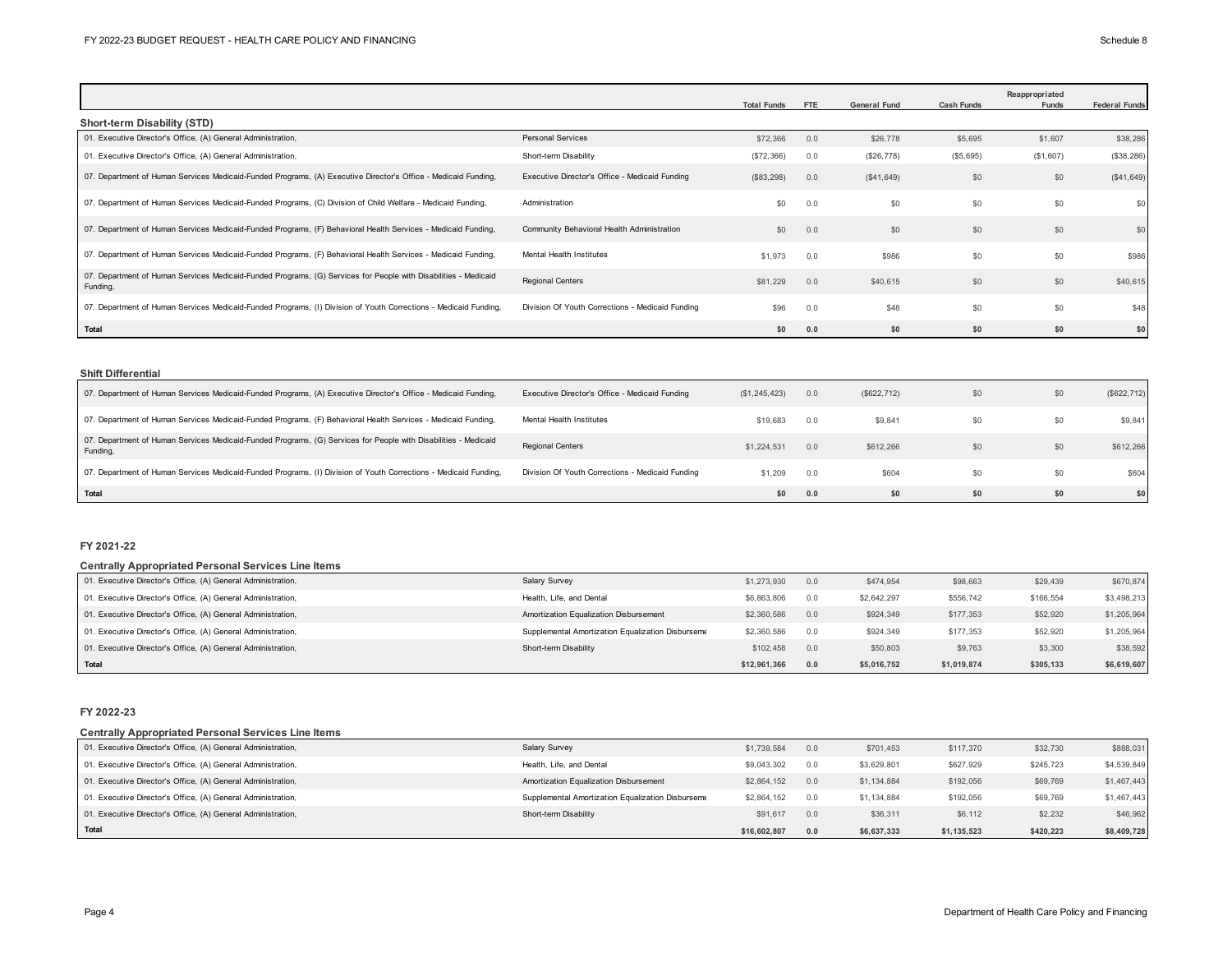| | | Total Funds | FTE | General Fund | Cash Funds | Reappropriated Funds | Federal Funds |
|---|---|---|---|---|---|---|---|
| **Short-term Disability (STD)** | | | | | | | |
| 01. Executive Director's Office, (A) General Administration, | Personal Services | $72,366 | 0.0 | $26,778 | $5,695 | $1,607 | $38,286 |
| 01. Executive Director's Office, (A) General Administration, | Short-term Disability | ($72,366) | 0.0 | ($26,778) | ($5,695) | ($1,607) | ($38,286) |
| 07. Department of Human Services Medicaid-Funded Programs, (A) Executive Director's Office - Medicaid Funding, | Executive Director's Office - Medicaid Funding | ($83,298) | 0.0 | ($41,649) | $0 | $0 | ($41,649) |
| 07. Department of Human Services Medicaid-Funded Programs, (C) Division of Child Welfare - Medicaid Funding, | Administration | $0 | 0.0 | $0 | $0 | $0 | $0 |
| 07. Department of Human Services Medicaid-Funded Programs, (F) Behavioral Health Services - Medicaid Funding, | Community Behavioral Health Administration | $0 | 0.0 | $0 | $0 | $0 | $0 |
| 07. Department of Human Services Medicaid-Funded Programs, (F) Behavioral Health Services - Medicaid Funding, | Mental Health Institutes | $1,973 | 0.0 | $986 | $0 | $0 | $986 |
| 07. Department of Human Services Medicaid-Funded Programs, (G) Services for People with Disabilities - Medicaid Funding, | Regional Centers | $81,229 | 0.0 | $40,615 | $0 | $0 | $40,615 |
| 07. Department of Human Services Medicaid-Funded Programs, (I) Division of Youth Corrections - Medicaid Funding, | Division Of Youth Corrections - Medicaid Funding | $96 | 0.0 | $48 | $0 | $0 | $48 |
| **Total** | | **$0** | **0.0** | **$0** | **$0** | **$0** | **$0** |

**Shift Differential**

| | | Total Funds | FTE | General Fund | Cash Funds | Reappropriated Funds | Federal Funds |
|---|---|---|---|---|---|---|---|
| 07. Department of Human Services Medicaid-Funded Programs, (A) Executive Director's Office - Medicaid Funding, | Executive Director's Office - Medicaid Funding | ($1,245,423) | 0.0 | ($622,712) | $0 | $0 | ($622,712) |
| 07. Department of Human Services Medicaid-Funded Programs, (F) Behavioral Health Services - Medicaid Funding, | Mental Health Institutes | $19,683 | 0.0 | $9,841 | $0 | $0 | $9,841 |
| 07. Department of Human Services Medicaid-Funded Programs, (G) Services for People with Disabilities - Medicaid Funding, | Regional Centers | $1,224,531 | 0.0 | $612,266 | $0 | $0 | $612,266 |
| 07. Department of Human Services Medicaid-Funded Programs, (I) Division of Youth Corrections - Medicaid Funding, | Division Of Youth Corrections - Medicaid Funding | $1,209 | 0.0 | $604 | $0 | $0 | $604 |
| **Total** | | **$0** | **0.0** | **$0** | **$0** | **$0** | **$0** |

## FY 2021-22

**Centrally Appropriated Personal Services Line Items**

| | | Total Funds | FTE | General Fund | Cash Funds | Reappropriated Funds | Federal Funds |
|---|---|---|---|---|---|---|---|
| 01. Executive Director's Office, (A) General Administration, | Salary Survey | $1,273,930 | 0.0 | $474,954 | $98,663 | $29,439 | $670,874 |
| 01. Executive Director's Office, (A) General Administration, | Health, Life, and Dental | $6,863,806 | 0.0 | $2,642,297 | $556,742 | $166,554 | $3,498,213 |
| 01. Executive Director's Office, (A) General Administration, | Amortization Equalization Disbursement | $2,360,586 | 0.0 | $924,349 | $177,353 | $52,920 | $1,205,964 |
| 01. Executive Director's Office, (A) General Administration, | Supplemental Amortization Equalization Disburseme | $2,360,586 | 0.0 | $924,349 | $177,353 | $52,920 | $1,205,964 |
| 01. Executive Director's Office, (A) General Administration, | Short-term Disability | $102,458 | 0.0 | $50,803 | $9,763 | $3,300 | $38,592 |
| **Total** | | **$12,961,366** | **0.0** | **$5,016,752** | **$1,019,874** | **$305,133** | **$6,619,607** |

## FY 2022-23

**Centrally Appropriated Personal Services Line Items**

| | | Total Funds | FTE | General Fund | Cash Funds | Reappropriated Funds | Federal Funds |
|---|---|---|---|---|---|---|---|
| 01. Executive Director's Office, (A) General Administration, | Salary Survey | $1,739,584 | 0.0 | $701,453 | $117,370 | $32,730 | $888,031 |
| 01. Executive Director's Office, (A) General Administration, | Health, Life, and Dental | $9,043,302 | 0.0 | $3,629,801 | $627,929 | $245,723 | $4,539,849 |
| 01. Executive Director's Office, (A) General Administration, | Amortization Equalization Disbursement | $2,864,152 | 0.0 | $1,134,884 | $192,056 | $69,769 | $1,467,443 |
| 01. Executive Director's Office, (A) General Administration, | Supplemental Amortization Equalization Disburseme | $2,864,152 | 0.0 | $1,134,884 | $192,056 | $69,769 | $1,467,443 |
| 01. Executive Director's Office, (A) General Administration, | Short-term Disability | $91,617 | 0.0 | $36,311 | $6,112 | $2,232 | $46,962 |
| **Total** | | **$16,602,807** | **0.0** | **$6,637,333** | **$1,135,523** | **$420,223** | **$8,409,728** |